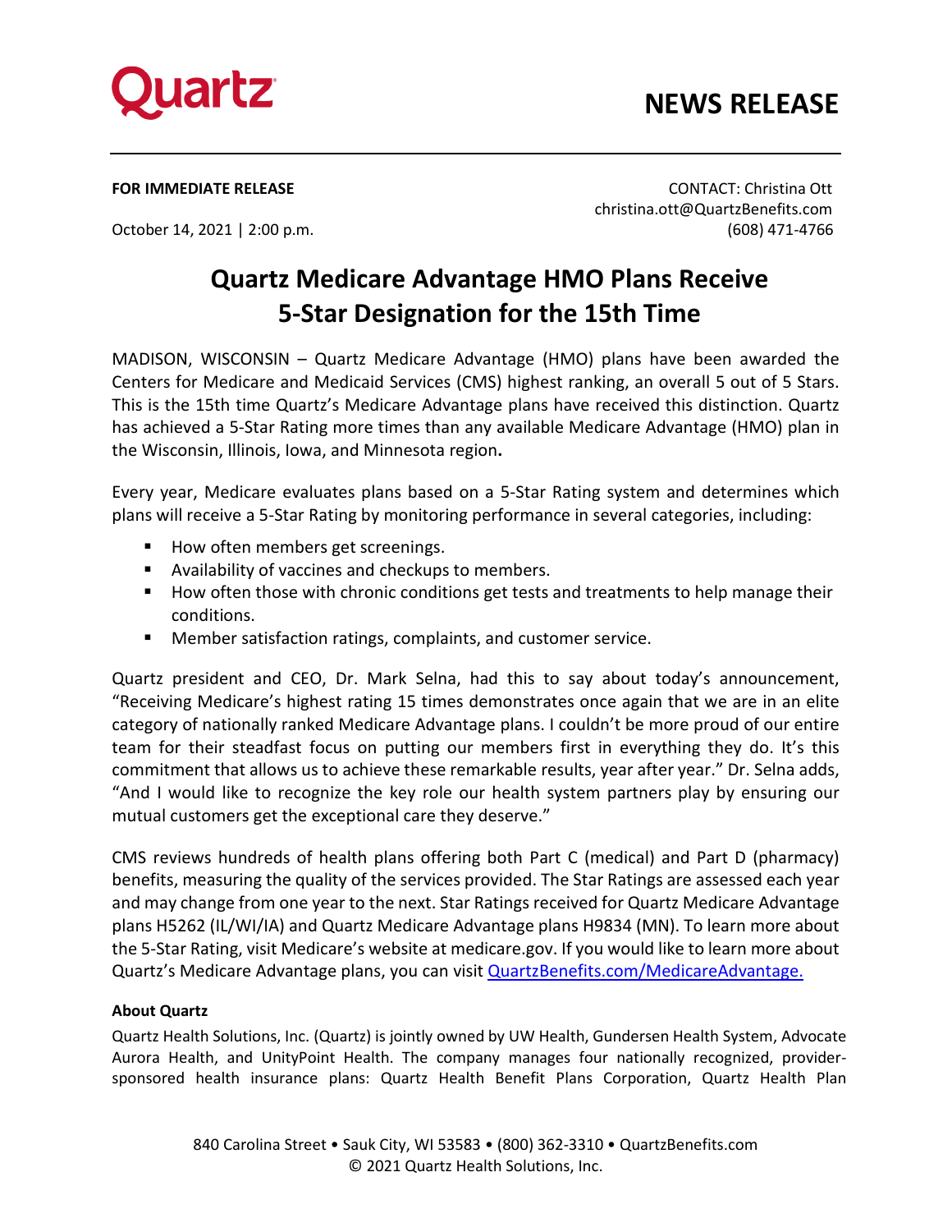Quartz

# NEWS RELEASE

**FOR IMMEDIATE RELEASE**

October 14, 2021 | 2:00 p.m.

CONTACT: Christina Ott
christina.ott@QuartzBenefits.com
(608) 471-4766

## Quartz Medicare Advantage HMO Plans Receive 5-Star Designation for the 15th Time

MADISON, WISCONSIN – Quartz Medicare Advantage (HMO) plans have been awarded the Centers for Medicare and Medicaid Services (CMS) highest ranking, an overall 5 out of 5 Stars. This is the 15th time Quartz's Medicare Advantage plans have received this distinction. Quartz has achieved a 5-Star Rating more times than any available Medicare Advantage (HMO) plan in the Wisconsin, Illinois, Iowa, and Minnesota region**.**

Every year, Medicare evaluates plans based on a 5-Star Rating system and determines which plans will receive a 5-Star Rating by monitoring performance in several categories, including:

- How often members get screenings.
- Availability of vaccines and checkups to members.
- How often those with chronic conditions get tests and treatments to help manage their conditions.
- Member satisfaction ratings, complaints, and customer service.

Quartz president and CEO, Dr. Mark Selna, had this to say about today's announcement, "Receiving Medicare's highest rating 15 times demonstrates once again that we are in an elite category of nationally ranked Medicare Advantage plans. I couldn't be more proud of our entire team for their steadfast focus on putting our members first in everything they do. It's this commitment that allows us to achieve these remarkable results, year after year." Dr. Selna adds, "And I would like to recognize the key role our health system partners play by ensuring our mutual customers get the exceptional care they deserve."

CMS reviews hundreds of health plans offering both Part C (medical) and Part D (pharmacy) benefits, measuring the quality of the services provided. The Star Ratings are assessed each year and may change from one year to the next. Star Ratings received for Quartz Medicare Advantage plans H5262 (IL/WI/IA) and Quartz Medicare Advantage plans H9834 (MN). To learn more about the 5-Star Rating, visit Medicare's website at medicare.gov. If you would like to learn more about Quartz's Medicare Advantage plans, you can visit [QuartzBenefits.com/MedicareAdvantage.](QuartzBenefits.com/MedicareAdvantage)

**About Quartz**

Quartz Health Solutions, Inc. (Quartz) is jointly owned by UW Health, Gundersen Health System, Advocate Aurora Health, and UnityPoint Health. The company manages four nationally recognized, provider-sponsored health insurance plans: Quartz Health Benefit Plans Corporation, Quartz Health Plan

840 Carolina Street • Sauk City, WI 53583 • (800) 362-3310 • QuartzBenefits.com
© 2021 Quartz Health Solutions, Inc.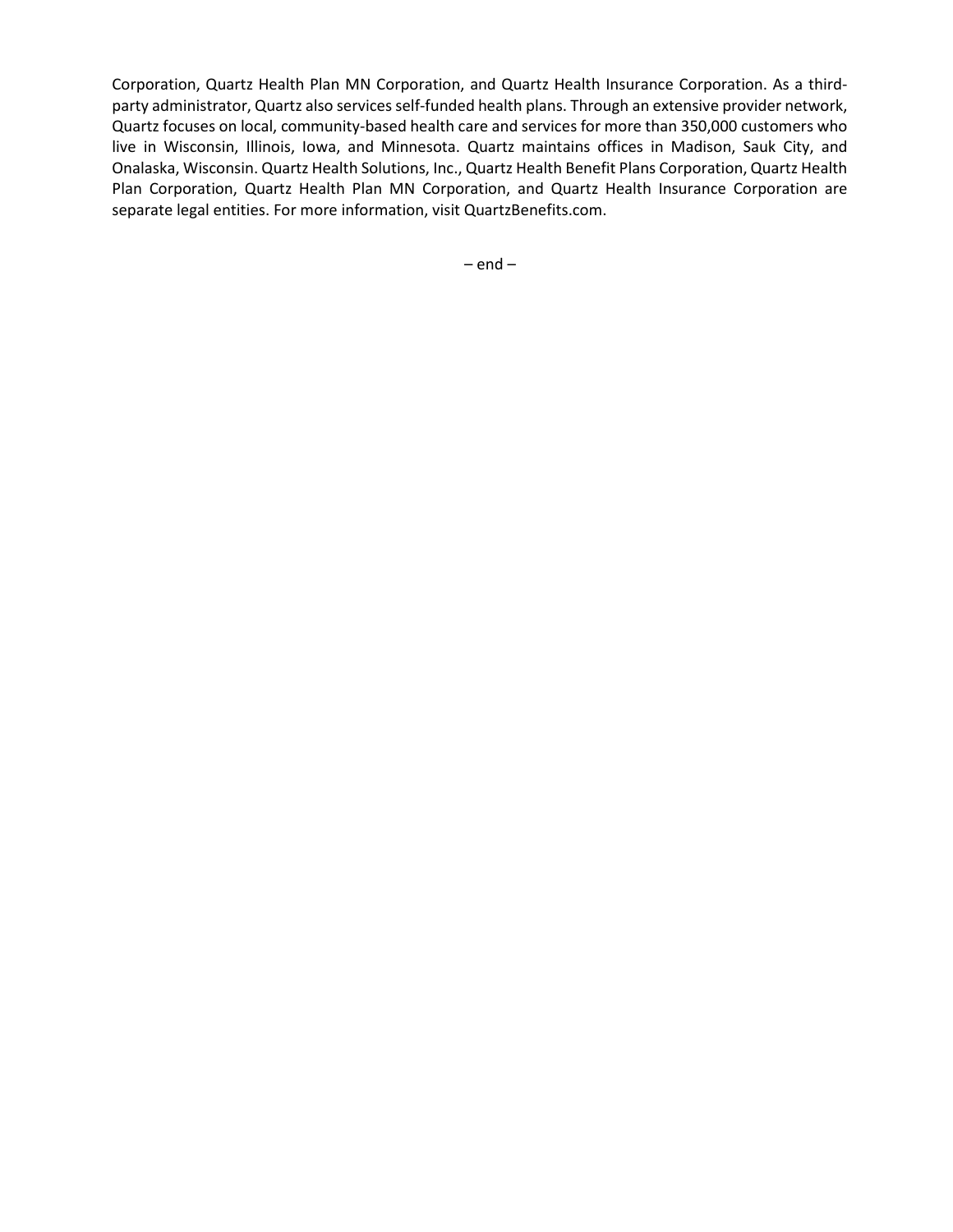Corporation, Quartz Health Plan MN Corporation, and Quartz Health Insurance Corporation. As a third-party administrator, Quartz also services self-funded health plans. Through an extensive provider network, Quartz focuses on local, community-based health care and services for more than 350,000 customers who live in Wisconsin, Illinois, Iowa, and Minnesota. Quartz maintains offices in Madison, Sauk City, and Onalaska, Wisconsin. Quartz Health Solutions, Inc., Quartz Health Benefit Plans Corporation, Quartz Health Plan Corporation, Quartz Health Plan MN Corporation, and Quartz Health Insurance Corporation are separate legal entities. For more information, visit QuartzBenefits.com.

– end –